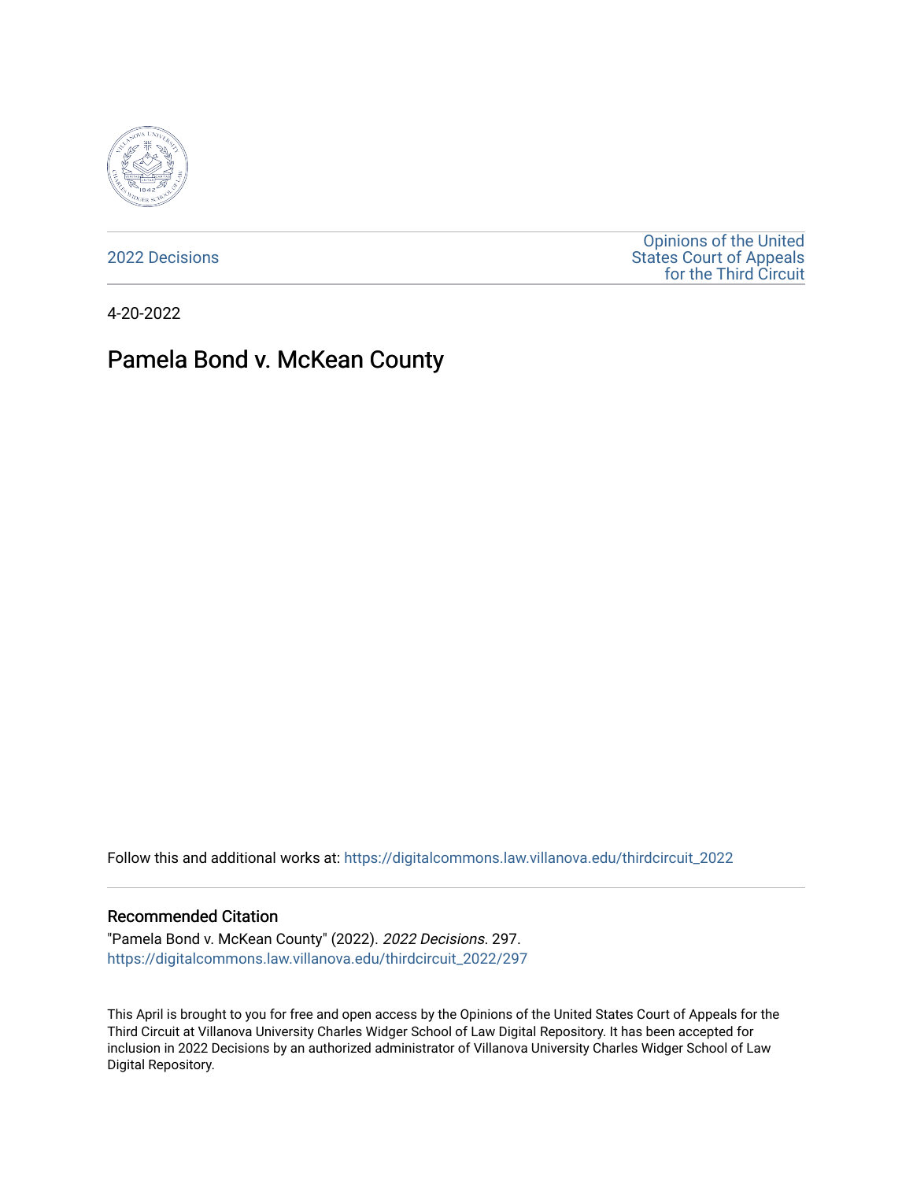2022 Decisions

Opinions of the United States Court of Appeals for the Third Circuit

4-20-2022

# Pamela Bond v. McKean County

Follow this and additional works at: https://digitalcommons.law.villanova.edu/thirdcircuit_2022

## Recommended Citation

"Pamela Bond v. McKean County" (2022). *2022 Decisions*. 297.
https://digitalcommons.law.villanova.edu/thirdcircuit_2022/297

This April is brought to you for free and open access by the Opinions of the United States Court of Appeals for the Third Circuit at Villanova University Charles Widger School of Law Digital Repository. It has been accepted for inclusion in 2022 Decisions by an authorized administrator of Villanova University Charles Widger School of Law Digital Repository.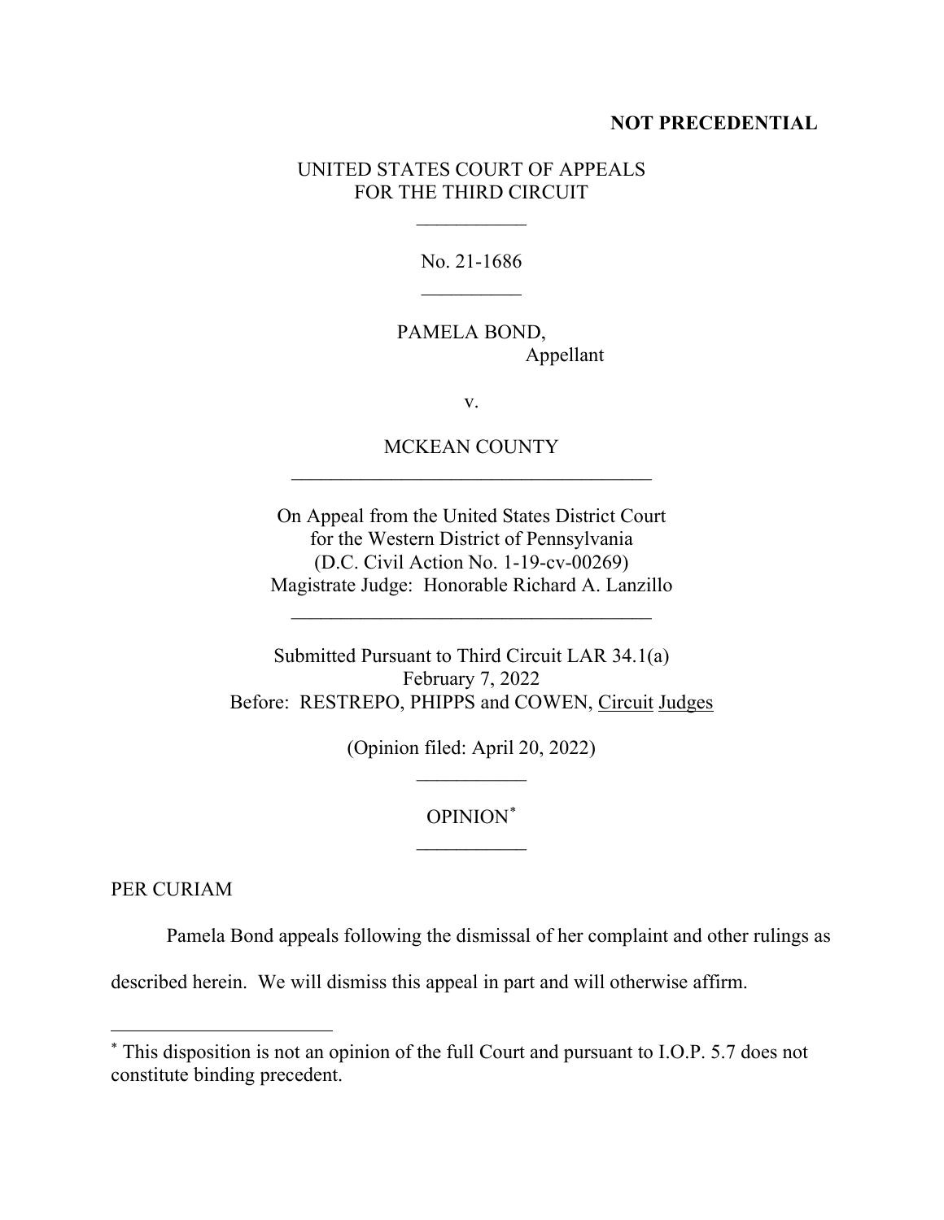**NOT PRECEDENTIAL**

UNITED STATES COURT OF APPEALS
FOR THE THIRD CIRCUIT

\_\_\_\_\_\_\_\_\_\_\_

No. 21-1686

\_\_\_\_\_\_\_\_\_\_

PAMELA BOND,
Appellant

v.

MCKEAN COUNTY

\_\_\_\_\_\_\_\_\_\_\_\_\_\_\_\_\_\_\_\_\_\_\_\_\_\_\_\_\_\_\_\_\_\_\_\_

On Appeal from the United States District Court
for the Western District of Pennsylvania
(D.C. Civil Action No. 1-19-cv-00269)
Magistrate Judge: Honorable Richard A. Lanzillo

\_\_\_\_\_\_\_\_\_\_\_\_\_\_\_\_\_\_\_\_\_\_\_\_\_\_\_\_\_\_\_\_\_\_\_\_

Submitted Pursuant to Third Circuit LAR 34.1(a)
February 7, 2022
Before: RESTREPO, PHIPPS and COWEN, Circuit Judges

(Opinion filed: April 20, 2022)

\_\_\_\_\_\_\_\_\_\_\_

OPINION[*]

\_\_\_\_\_\_\_\_\_\_\_

PER CURIAM

Pamela Bond appeals following the dismissal of her complaint and other rulings as described herein. We will dismiss this appeal in part and will otherwise affirm.

---

[*] This disposition is not an opinion of the full Court and pursuant to I.O.P. 5.7 does not constitute binding precedent.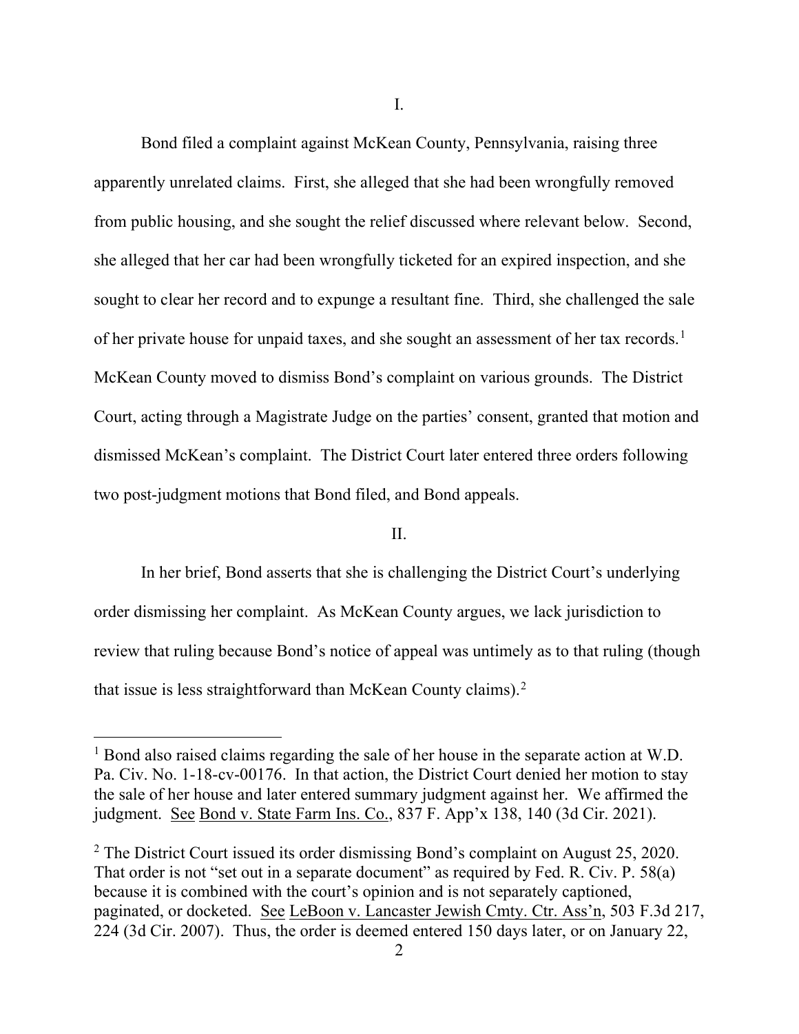I.

Bond filed a complaint against McKean County, Pennsylvania, raising three apparently unrelated claims. First, she alleged that she had been wrongfully removed from public housing, and she sought the relief discussed where relevant below. Second, she alleged that her car had been wrongfully ticketed for an expired inspection, and she sought to clear her record and to expunge a resultant fine. Third, she challenged the sale of her private house for unpaid taxes, and she sought an assessment of her tax records.[1] McKean County moved to dismiss Bond's complaint on various grounds. The District Court, acting through a Magistrate Judge on the parties' consent, granted that motion and dismissed McKean's complaint. The District Court later entered three orders following two post-judgment motions that Bond filed, and Bond appeals.

II.

In her brief, Bond asserts that she is challenging the District Court's underlying order dismissing her complaint. As McKean County argues, we lack jurisdiction to review that ruling because Bond's notice of appeal was untimely as to that ruling (though that issue is less straightforward than McKean County claims).[2]

---

[1] Bond also raised claims regarding the sale of her house in the separate action at W.D. Pa. Civ. No. 1-18-cv-00176. In that action, the District Court denied her motion to stay the sale of her house and later entered summary judgment against her. We affirmed the judgment. See Bond v. State Farm Ins. Co., 837 F. App'x 138, 140 (3d Cir. 2021).

[2] The District Court issued its order dismissing Bond's complaint on August 25, 2020. That order is not "set out in a separate document" as required by Fed. R. Civ. P. 58(a) because it is combined with the court's opinion and is not separately captioned, paginated, or docketed. See LeBoon v. Lancaster Jewish Cmty. Ctr. Ass'n, 503 F.3d 217, 224 (3d Cir. 2007). Thus, the order is deemed entered 150 days later, or on January 22,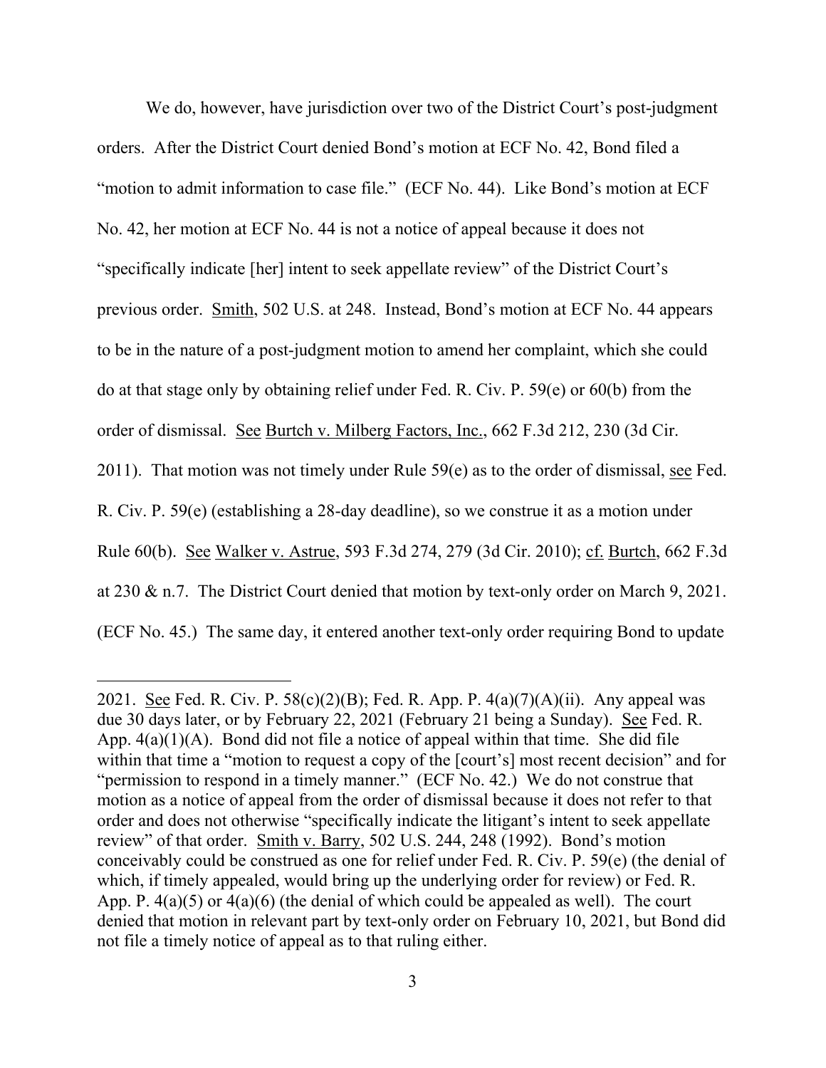We do, however, have jurisdiction over two of the District Court's post-judgment orders. After the District Court denied Bond's motion at ECF No. 42, Bond filed a "motion to admit information to case file." (ECF No. 44). Like Bond's motion at ECF No. 42, her motion at ECF No. 44 is not a notice of appeal because it does not "specifically indicate [her] intent to seek appellate review" of the District Court's previous order. Smith, 502 U.S. at 248. Instead, Bond's motion at ECF No. 44 appears to be in the nature of a post-judgment motion to amend her complaint, which she could do at that stage only by obtaining relief under Fed. R. Civ. P. 59(e) or 60(b) from the order of dismissal. See Burtch v. Milberg Factors, Inc., 662 F.3d 212, 230 (3d Cir. 2011). That motion was not timely under Rule 59(e) as to the order of dismissal, see Fed. R. Civ. P. 59(e) (establishing a 28-day deadline), so we construe it as a motion under Rule 60(b). See Walker v. Astrue, 593 F.3d 274, 279 (3d Cir. 2010); cf. Burtch, 662 F.3d at 230 & n.7. The District Court denied that motion by text-only order on March 9, 2021. (ECF No. 45.) The same day, it entered another text-only order requiring Bond to update

---

2021. See Fed. R. Civ. P. 58(c)(2)(B); Fed. R. App. P. 4(a)(7)(A)(ii). Any appeal was due 30 days later, or by February 22, 2021 (February 21 being a Sunday). See Fed. R. App. 4(a)(1)(A). Bond did not file a notice of appeal within that time. She did file within that time a "motion to request a copy of the [court's] most recent decision" and for "permission to respond in a timely manner." (ECF No. 42.) We do not construe that motion as a notice of appeal from the order of dismissal because it does not refer to that order and does not otherwise "specifically indicate the litigant's intent to seek appellate review" of that order. Smith v. Barry, 502 U.S. 244, 248 (1992). Bond's motion conceivably could be construed as one for relief under Fed. R. Civ. P. 59(e) (the denial of which, if timely appealed, would bring up the underlying order for review) or Fed. R. App. P. 4(a)(5) or 4(a)(6) (the denial of which could be appealed as well). The court denied that motion in relevant part by text-only order on February 10, 2021, but Bond did not file a timely notice of appeal as to that ruling either.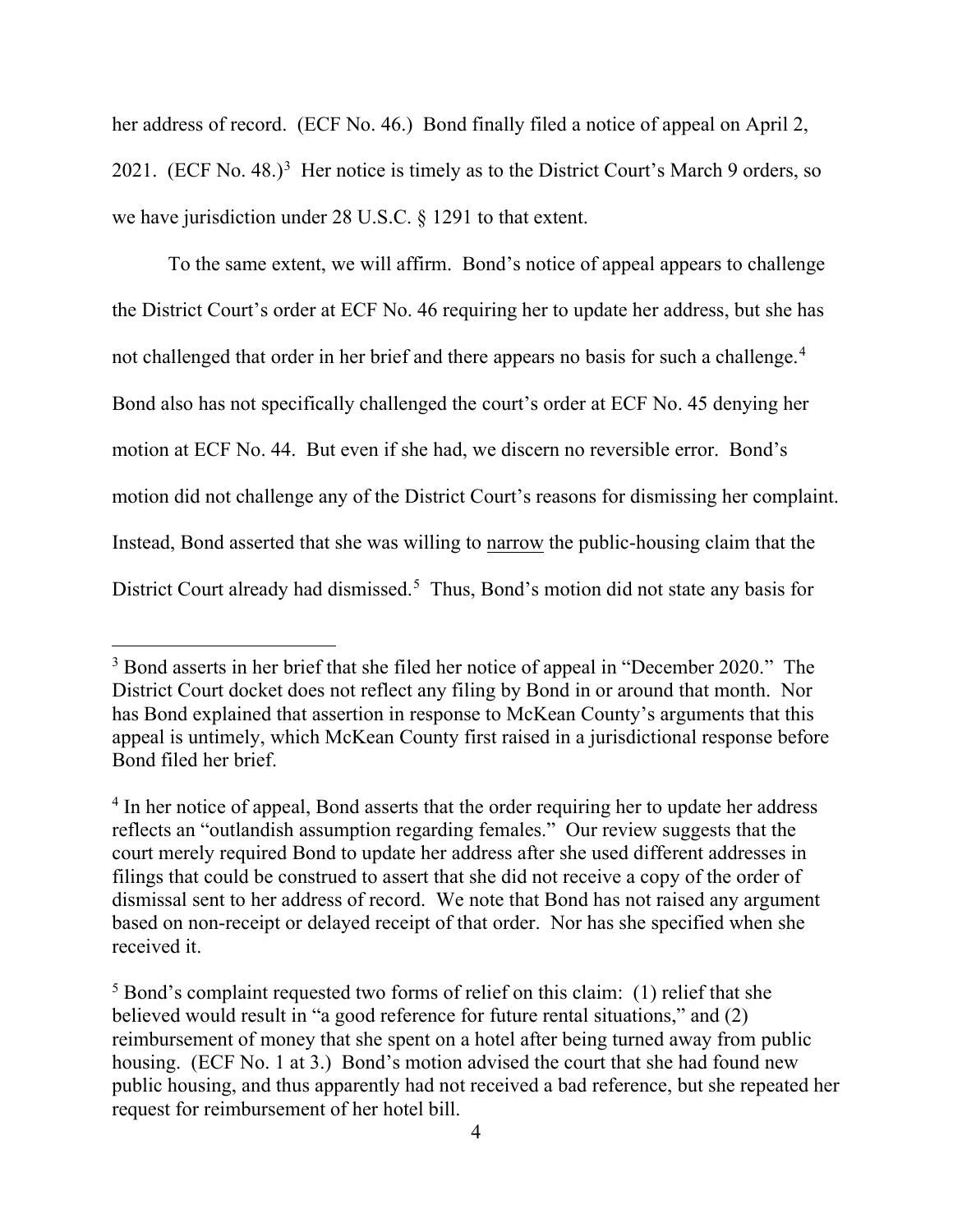her address of record. (ECF No. 46.) Bond finally filed a notice of appeal on April 2, 2021. (ECF No. 48.)[3] Her notice is timely as to the District Court's March 9 orders, so we have jurisdiction under 28 U.S.C. § 1291 to that extent.

To the same extent, we will affirm. Bond's notice of appeal appears to challenge the District Court's order at ECF No. 46 requiring her to update her address, but she has not challenged that order in her brief and there appears no basis for such a challenge.[4] Bond also has not specifically challenged the court's order at ECF No. 45 denying her motion at ECF No. 44. But even if she had, we discern no reversible error. Bond's motion did not challenge any of the District Court's reasons for dismissing her complaint. Instead, Bond asserted that she was willing to <u>narrow</u> the public-housing claim that the District Court already had dismissed.[5] Thus, Bond's motion did not state any basis for

---

[3] Bond asserts in her brief that she filed her notice of appeal in "December 2020." The District Court docket does not reflect any filing by Bond in or around that month. Nor has Bond explained that assertion in response to McKean County's arguments that this appeal is untimely, which McKean County first raised in a jurisdictional response before Bond filed her brief.

[4] In her notice of appeal, Bond asserts that the order requiring her to update her address reflects an "outlandish assumption regarding females." Our review suggests that the court merely required Bond to update her address after she used different addresses in filings that could be construed to assert that she did not receive a copy of the order of dismissal sent to her address of record. We note that Bond has not raised any argument based on non-receipt or delayed receipt of that order. Nor has she specified when she received it.

[5] Bond's complaint requested two forms of relief on this claim: (1) relief that she believed would result in "a good reference for future rental situations," and (2) reimbursement of money that she spent on a hotel after being turned away from public housing. (ECF No. 1 at 3.) Bond's motion advised the court that she had found new public housing, and thus apparently had not received a bad reference, but she repeated her request for reimbursement of her hotel bill.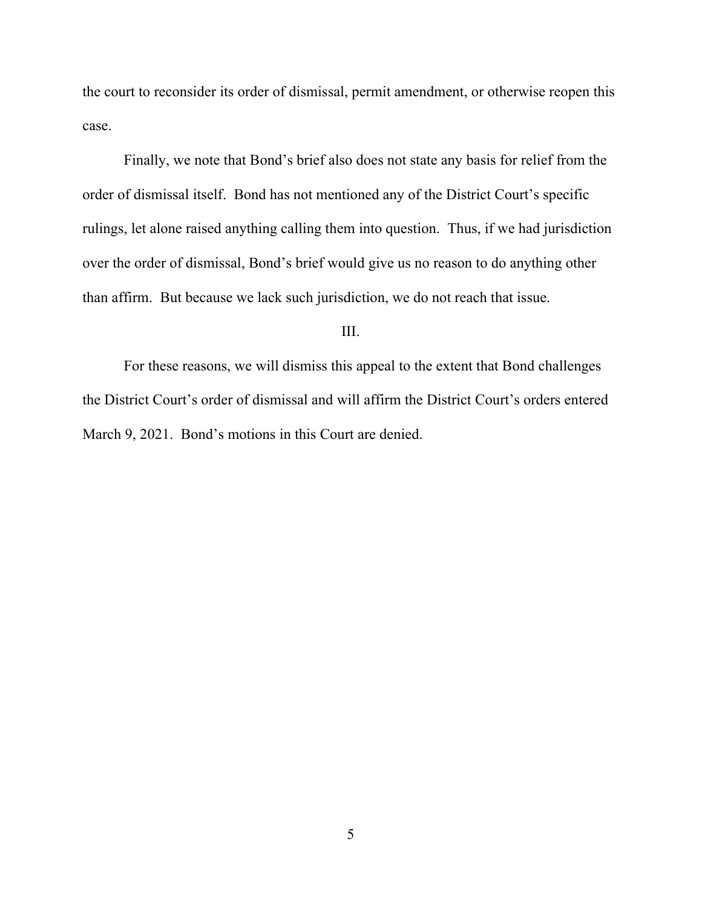the court to reconsider its order of dismissal, permit amendment, or otherwise reopen this case.

Finally, we note that Bond's brief also does not state any basis for relief from the order of dismissal itself. Bond has not mentioned any of the District Court's specific rulings, let alone raised anything calling them into question. Thus, if we had jurisdiction over the order of dismissal, Bond's brief would give us no reason to do anything other than affirm. But because we lack such jurisdiction, we do not reach that issue.

III.

For these reasons, we will dismiss this appeal to the extent that Bond challenges the District Court's order of dismissal and will affirm the District Court's orders entered March 9, 2021. Bond's motions in this Court are denied.